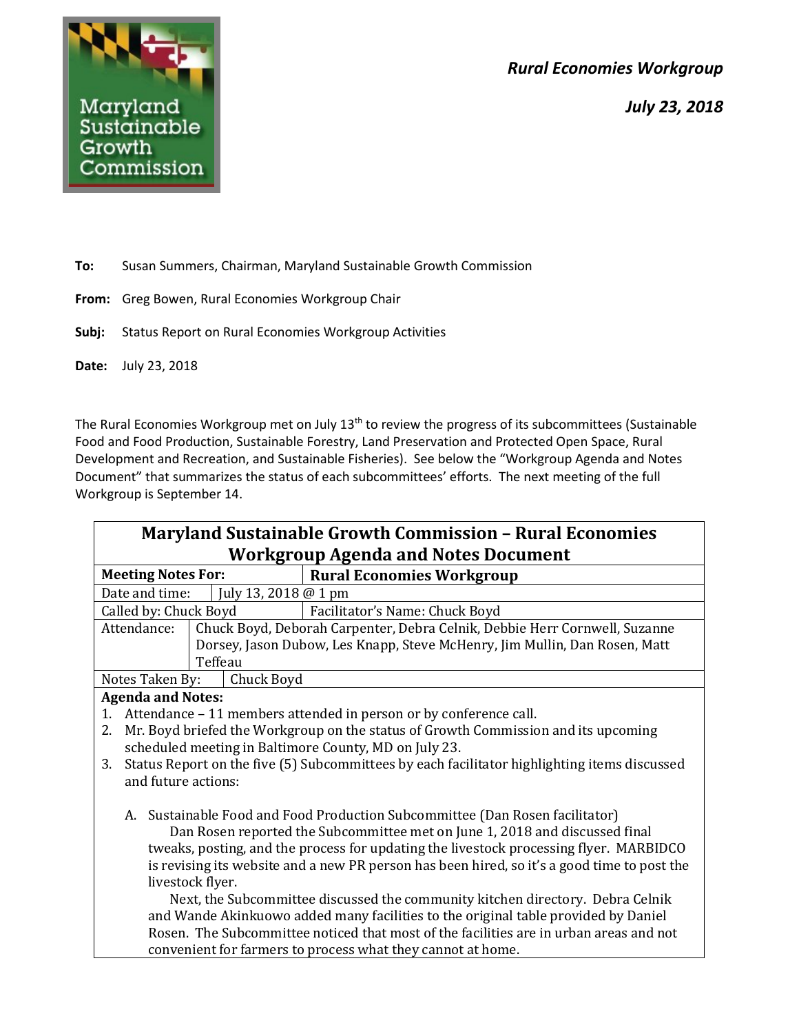Maryland Sustainable Growth Commission

*Rural Economies Workgroup*

*July 23, 2018*

**To:** Susan Summers, Chairman, Maryland Sustainable Growth Commission

**From:** Greg Bowen, Rural Economies Workgroup Chair

**Subj:** Status Report on Rural Economies Workgroup Activities

**Date:** July 23, 2018

The Rural Economies Workgroup met on July 13th to review the progress of its subcommittees (Sustainable Food and Food Production, Sustainable Forestry, Land Preservation and Protected Open Space, Rural Development and Recreation, and Sustainable Fisheries). See below the "Workgroup Agenda and Notes Document" that summarizes the status of each subcommittees' efforts. The next meeting of the full Workgroup is September 14.

## Maryland Sustainable Growth Commission – Rural Economies Workgroup Agenda and Notes Document

| **Meeting Notes For:** | **Rural Economies Workgroup** |
|---|---|
| Date and time: | July 13, 2018 @ 1 pm |
| Called by: Chuck Boyd | Facilitator's Name: Chuck Boyd |
| Attendance: | Chuck Boyd, Deborah Carpenter, Debra Celnik, Debbie Herr Cornwell, Suzanne Dorsey, Jason Dubow, Les Knapp, Steve McHenry, Jim Mullin, Dan Rosen, Matt Teffeau |
| Notes Taken By: | Chuck Boyd |

**Agenda and Notes:**

1. Attendance – 11 members attended in person or by conference call.
2. Mr. Boyd briefed the Workgroup on the status of Growth Commission and its upcoming scheduled meeting in Baltimore County, MD on July 23.
3. Status Report on the five (5) Subcommittees by each facilitator highlighting items discussed and future actions:

   A. Sustainable Food and Food Production Subcommittee (Dan Rosen facilitator)

   Dan Rosen reported the Subcommittee met on June 1, 2018 and discussed final tweaks, posting, and the process for updating the livestock processing flyer. MARBIDCO is revising its website and a new PR person has been hired, so it's a good time to post the livestock flyer.

   Next, the Subcommittee discussed the community kitchen directory. Debra Celnik and Wande Akinkuowo added many facilities to the original table provided by Daniel Rosen. The Subcommittee noticed that most of the facilities are in urban areas and not convenient for farmers to process what they cannot at home.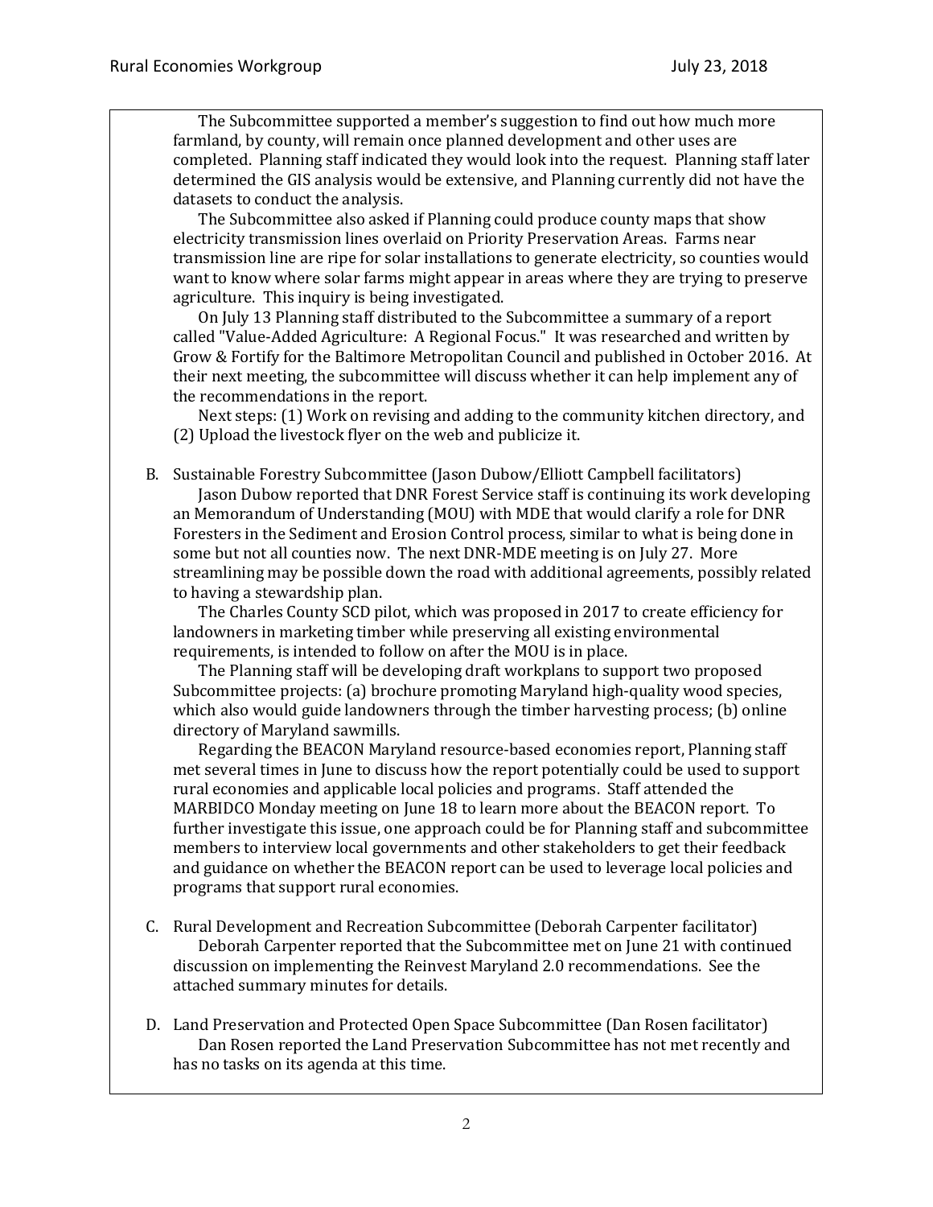The Subcommittee supported a member's suggestion to find out how much more farmland, by county, will remain once planned development and other uses are completed. Planning staff indicated they would look into the request. Planning staff later determined the GIS analysis would be extensive, and Planning currently did not have the datasets to conduct the analysis.

The Subcommittee also asked if Planning could produce county maps that show electricity transmission lines overlaid on Priority Preservation Areas. Farms near transmission line are ripe for solar installations to generate electricity, so counties would want to know where solar farms might appear in areas where they are trying to preserve agriculture. This inquiry is being investigated.

On July 13 Planning staff distributed to the Subcommittee a summary of a report called "Value-Added Agriculture: A Regional Focus." It was researched and written by Grow & Fortify for the Baltimore Metropolitan Council and published in October 2016. At their next meeting, the subcommittee will discuss whether it can help implement any of the recommendations in the report.

Next steps: (1) Work on revising and adding to the community kitchen directory, and (2) Upload the livestock flyer on the web and publicize it.

B. Sustainable Forestry Subcommittee (Jason Dubow/Elliott Campbell facilitators)

Jason Dubow reported that DNR Forest Service staff is continuing its work developing an Memorandum of Understanding (MOU) with MDE that would clarify a role for DNR Foresters in the Sediment and Erosion Control process, similar to what is being done in some but not all counties now. The next DNR-MDE meeting is on July 27. More streamlining may be possible down the road with additional agreements, possibly related to having a stewardship plan.

The Charles County SCD pilot, which was proposed in 2017 to create efficiency for landowners in marketing timber while preserving all existing environmental requirements, is intended to follow on after the MOU is in place.

The Planning staff will be developing draft workplans to support two proposed Subcommittee projects: (a) brochure promoting Maryland high-quality wood species, which also would guide landowners through the timber harvesting process; (b) online directory of Maryland sawmills.

Regarding the BEACON Maryland resource-based economies report, Planning staff met several times in June to discuss how the report potentially could be used to support rural economies and applicable local policies and programs. Staff attended the MARBIDCO Monday meeting on June 18 to learn more about the BEACON report. To further investigate this issue, one approach could be for Planning staff and subcommittee members to interview local governments and other stakeholders to get their feedback and guidance on whether the BEACON report can be used to leverage local policies and programs that support rural economies.

C. Rural Development and Recreation Subcommittee (Deborah Carpenter facilitator)

Deborah Carpenter reported that the Subcommittee met on June 21 with continued discussion on implementing the Reinvest Maryland 2.0 recommendations. See the attached summary minutes for details.

D. Land Preservation and Protected Open Space Subcommittee (Dan Rosen facilitator)

Dan Rosen reported the Land Preservation Subcommittee has not met recently and has no tasks on its agenda at this time.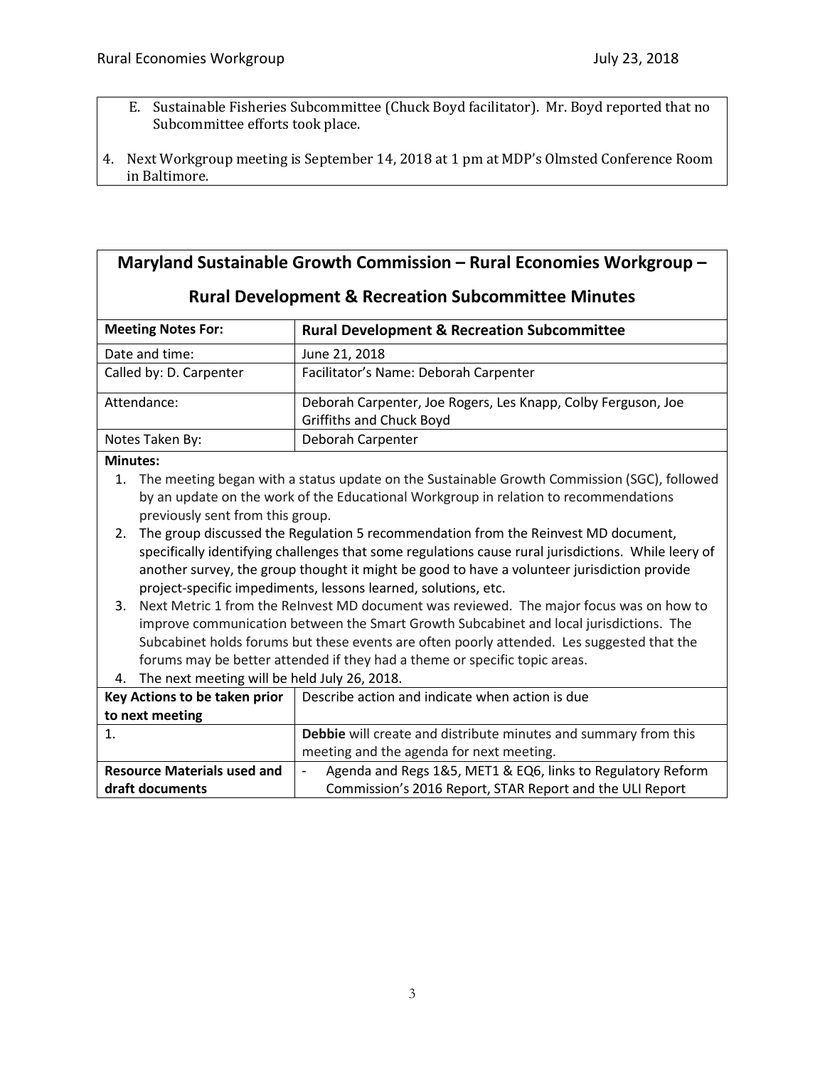E. Sustainable Fisheries Subcommittee (Chuck Boyd facilitator). Mr. Boyd reported that no Subcommittee efforts took place.

4. Next Workgroup meeting is September 14, 2018 at 1 pm at MDP's Olmsted Conference Room in Baltimore.

## Maryland Sustainable Growth Commission – Rural Economies Workgroup – Rural Development & Recreation Subcommittee Minutes

| | |
|---|---|
| **Meeting Notes For:** | **Rural Development & Recreation Subcommittee** |
| Date and time: | June 21, 2018 |
| Called by: D. Carpenter | Facilitator's Name: Deborah Carpenter |
| Attendance: | Deborah Carpenter, Joe Rogers, Les Knapp, Colby Ferguson, Joe Griffiths and Chuck Boyd |
| Notes Taken By: | Deborah Carpenter |

**Minutes:**

1. The meeting began with a status update on the Sustainable Growth Commission (SGC), followed by an update on the work of the Educational Workgroup in relation to recommendations previously sent from this group.
2. The group discussed the Regulation 5 recommendation from the Reinvest MD document, specifically identifying challenges that some regulations cause rural jurisdictions. While leery of another survey, the group thought it might be good to have a volunteer jurisdiction provide project-specific impediments, lessons learned, solutions, etc.
3. Next Metric 1 from the ReInvest MD document was reviewed. The major focus was on how to improve communication between the Smart Growth Subcabinet and local jurisdictions. The Subcabinet holds forums but these events are often poorly attended. Les suggested that the forums may be better attended if they had a theme or specific topic areas.
4. The next meeting will be held July 26, 2018.

| **Key Actions to be taken prior to next meeting** | Describe action and indicate when action is due |
|---|---|
| 1. | **Debbie** will create and distribute minutes and summary from this meeting and the agenda for next meeting. |
| **Resource Materials used and draft documents** | - Agenda and Regs 1&5, MET1 & EQ6, links to Regulatory Reform Commission's 2016 Report, STAR Report and the ULI Report |